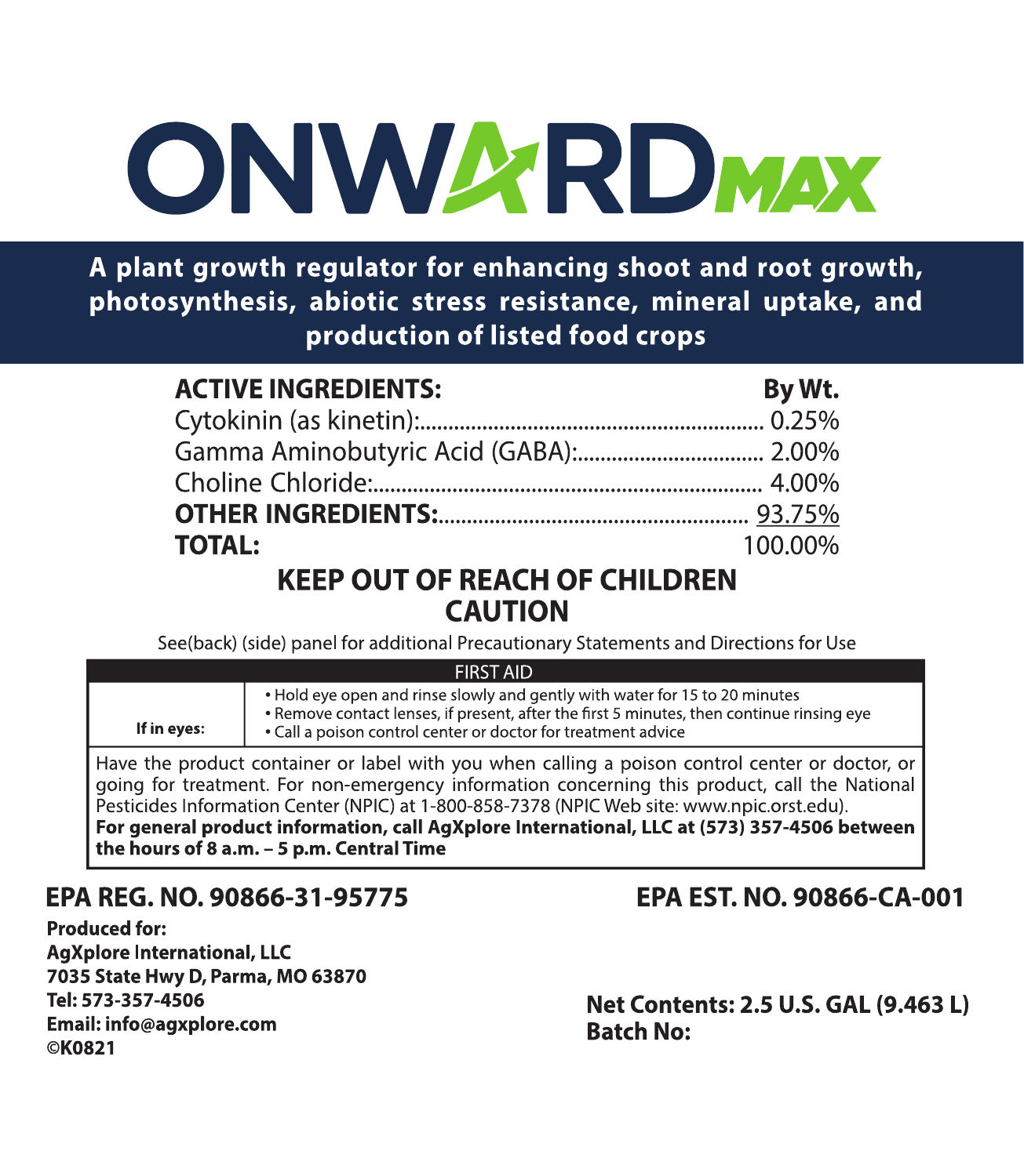# ONWARD MAX

**A plant growth regulator for enhancing shoot and root growth, photosynthesis, abiotic stress resistance, mineral uptake, and production of listed food crops**

| **ACTIVE INGREDIENTS:** | **By Wt.** |
|---|---|
| Cytokinin (as kinetin): | 0.25% |
| Gamma Aminobutyric Acid (GABA): | 2.00% |
| Choline Chloride: | 4.00% |
| **OTHER INGREDIENTS:** | 93.75% |
| **TOTAL:** | 100.00% |

## KEEP OUT OF REACH OF CHILDREN
## CAUTION

See(back) (side) panel for additional Precautionary Statements and Directions for Use

| FIRST AID | |
|---|---|
| **If in eyes:** | • Hold eye open and rinse slowly and gently with water for 15 to 20 minutes<br>• Remove contact lenses, if present, after the first 5 minutes, then continue rinsing eye<br>• Call a poison control center or doctor for treatment advice |

Have the product container or label with you when calling a poison control center or doctor, or going for treatment. For non-emergency information concerning this product, call the National Pesticides Information Center (NPIC) at 1-800-858-7378 (NPIC Web site: www.npic.orst.edu).
**For general product information, call AgXplore International, LLC at (573) 357-4506 between the hours of 8 a.m. – 5 p.m. Central Time**

**EPA REG. NO. 90866-31-95775**

**EPA EST. NO. 90866-CA-001**

**Produced for:**
**AgXplore International, LLC**
**7035 State Hwy D, Parma, MO 63870**
**Tel: 573-357-4506**
**Email: info@agxplore.com**
**©K0821**

**Net Contents: 2.5 U.S. GAL (9.463 L)**
**Batch No:**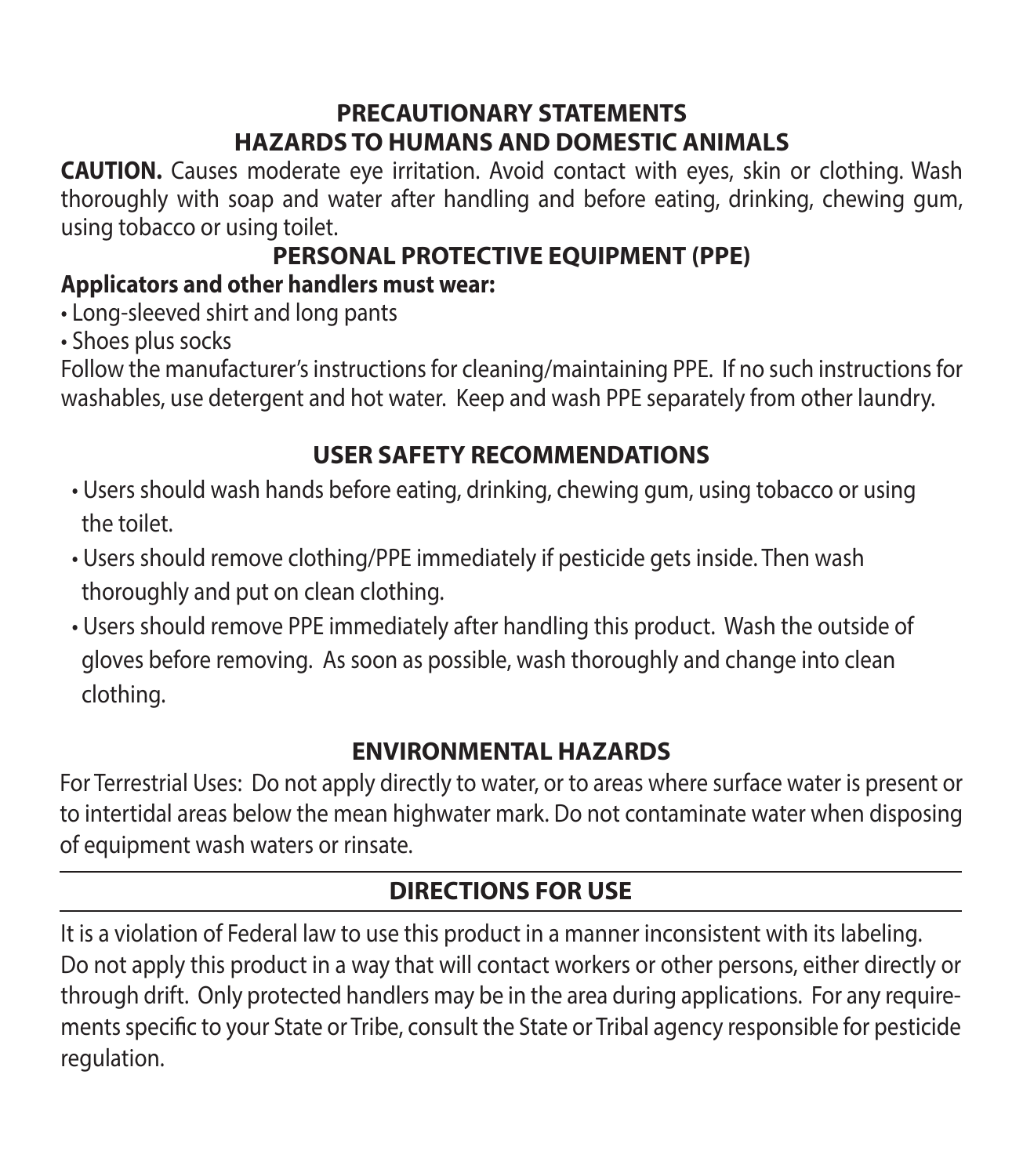## PRECAUTIONARY STATEMENTS

### HAZARDS TO HUMANS AND DOMESTIC ANIMALS

**CAUTION.** Causes moderate eye irritation. Avoid contact with eyes, skin or clothing. Wash thoroughly with soap and water after handling and before eating, drinking, chewing gum, using tobacco or using toilet.

### PERSONAL PROTECTIVE EQUIPMENT (PPE)

**Applicators and other handlers must wear:**

- Long-sleeved shirt and long pants
- Shoes plus socks

Follow the manufacturer's instructions for cleaning/maintaining PPE. If no such instructions for washables, use detergent and hot water. Keep and wash PPE separately from other laundry.

### USER SAFETY RECOMMENDATIONS

- Users should wash hands before eating, drinking, chewing gum, using tobacco or using the toilet.
- Users should remove clothing/PPE immediately if pesticide gets inside. Then wash thoroughly and put on clean clothing.
- Users should remove PPE immediately after handling this product. Wash the outside of gloves before removing. As soon as possible, wash thoroughly and change into clean clothing.

### ENVIRONMENTAL HAZARDS

For Terrestrial Uses: Do not apply directly to water, or to areas where surface water is present or to intertidal areas below the mean highwater mark. Do not contaminate water when disposing of equipment wash waters or rinsate.

## DIRECTIONS FOR USE

It is a violation of Federal law to use this product in a manner inconsistent with its labeling. Do not apply this product in a way that will contact workers or other persons, either directly or through drift. Only protected handlers may be in the area during applications. For any requirements specific to your State or Tribe, consult the State or Tribal agency responsible for pesticide regulation.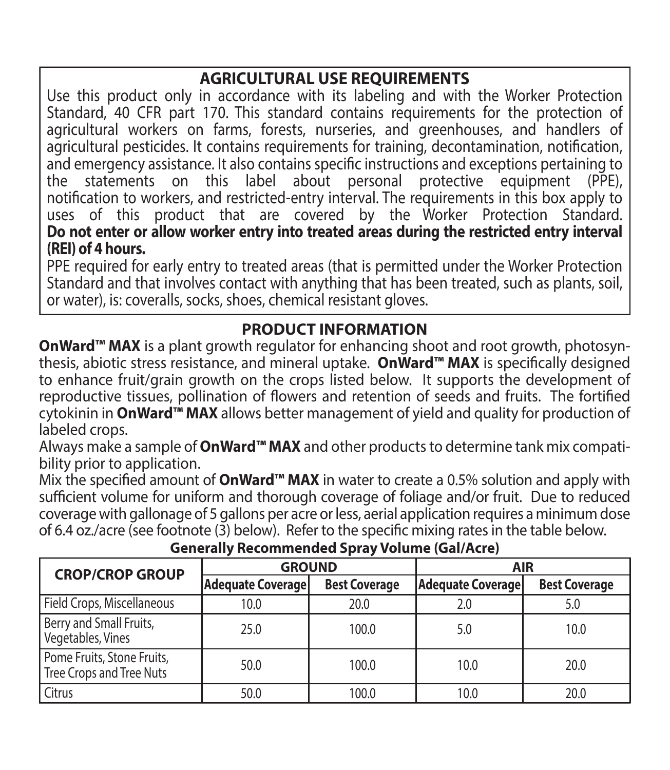## AGRICULTURAL USE REQUIREMENTS

Use this product only in accordance with its labeling and with the Worker Protection Standard, 40 CFR part 170. This standard contains requirements for the protection of agricultural workers on farms, forests, nurseries, and greenhouses, and handlers of agricultural pesticides. It contains requirements for training, decontamination, notification, and emergency assistance. It also contains specific instructions and exceptions pertaining to the statements on this label about personal protective equipment (PPE), notification to workers, and restricted-entry interval. The requirements in this box apply to uses of this product that are covered by the Worker Protection Standard. **Do not enter or allow worker entry into treated areas during the restricted entry interval (REI) of 4 hours.**

PPE required for early entry to treated areas (that is permitted under the Worker Protection Standard and that involves contact with anything that has been treated, such as plants, soil, or water), is: coveralls, socks, shoes, chemical resistant gloves.

## PRODUCT INFORMATION

**OnWard™ MAX** is a plant growth regulator for enhancing shoot and root growth, photosynthesis, abiotic stress resistance, and mineral uptake. **OnWard™ MAX** is specifically designed to enhance fruit/grain growth on the crops listed below. It supports the development of reproductive tissues, pollination of flowers and retention of seeds and fruits. The fortified cytokinin in **OnWard™ MAX** allows better management of yield and quality for production of labeled crops.

Always make a sample of **OnWard™ MAX** and other products to determine tank mix compatibility prior to application.

Mix the specified amount of **OnWard™ MAX** in water to create a 0.5% solution and apply with sufficient volume for uniform and thorough coverage of foliage and/or fruit. Due to reduced coverage with gallonage of 5 gallons per acre or less, aerial application requires a minimum dose of 6.4 oz./acre (see footnote (3) below). Refer to the specific mixing rates in the table below.

**Generally Recommended Spray Volume (Gal/Acre)**

| CROP/CROP GROUP | GROUND | | AIR | |
|---|---|---|---|---|
| | Adequate Coverage | Best Coverage | Adequate Coverage | Best Coverage |
| Field Crops, Miscellaneous | 10.0 | 20.0 | 2.0 | 5.0 |
| Berry and Small Fruits, Vegetables, Vines | 25.0 | 100.0 | 5.0 | 10.0 |
| Pome Fruits, Stone Fruits, Tree Crops and Tree Nuts | 50.0 | 100.0 | 10.0 | 20.0 |
| Citrus | 50.0 | 100.0 | 10.0 | 20.0 |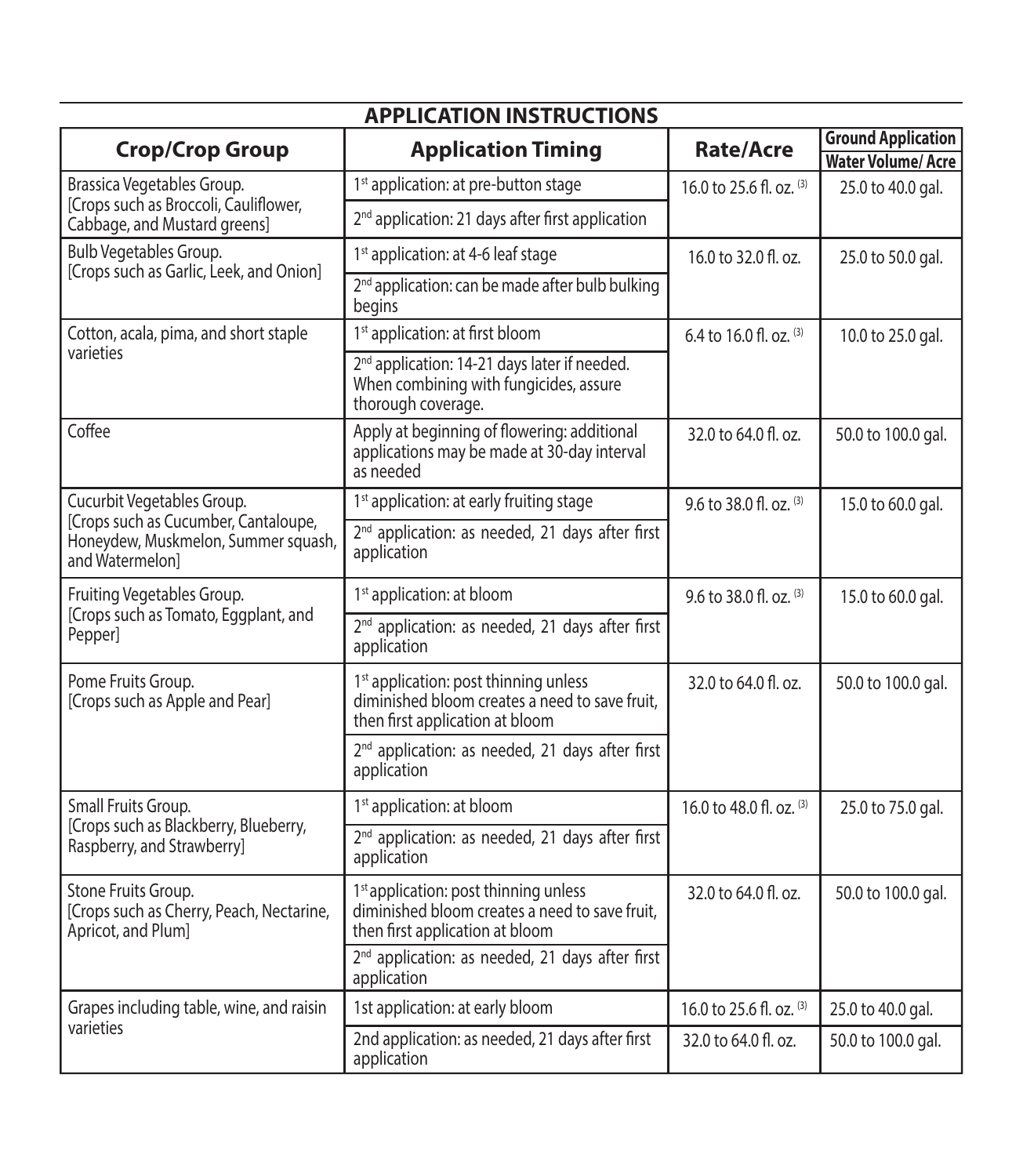## APPLICATION INSTRUCTIONS

| Crop/Crop Group | Application Timing | Rate/Acre | Ground Application Water Volume/ Acre |
|---|---|---|---|
| Brassica Vegetables Group. [Crops such as Broccoli, Cauliflower, Cabbage, and Mustard greens] | 1st application: at pre-button stage | 16.0 to 25.6 fl. oz. (3) | 25.0 to 40.0 gal. |
| | 2nd application: 21 days after first application | | |
| Bulb Vegetables Group. [Crops such as Garlic, Leek, and Onion] | 1st application: at 4-6 leaf stage | 16.0 to 32.0 fl. oz. | 25.0 to 50.0 gal. |
| | 2nd application: can be made after bulb bulking begins | | |
| Cotton, acala, pima, and short staple varieties | 1st application: at first bloom | 6.4 to 16.0 fl. oz. (3) | 10.0 to 25.0 gal. |
| | 2nd application: 14-21 days later if needed. When combining with fungicides, assure thorough coverage. | | |
| Coffee | Apply at beginning of flowering: additional applications may be made at 30-day interval as needed | 32.0 to 64.0 fl. oz. | 50.0 to 100.0 gal. |
| Cucurbit Vegetables Group. [Crops such as Cucumber, Cantaloupe, Honeydew, Muskmelon, Summer squash, and Watermelon] | 1st application: at early fruiting stage | 9.6 to 38.0 fl. oz. (3) | 15.0 to 60.0 gal. |
| | 2nd application: as needed, 21 days after first application | | |
| Fruiting Vegetables Group. [Crops such as Tomato, Eggplant, and Pepper] | 1st application: at bloom | 9.6 to 38.0 fl. oz. (3) | 15.0 to 60.0 gal. |
| | 2nd application: as needed, 21 days after first application | | |
| Pome Fruits Group. [Crops such as Apple and Pear] | 1st application: post thinning unless diminished bloom creates a need to save fruit, then first application at bloom | 32.0 to 64.0 fl. oz. | 50.0 to 100.0 gal. |
| | 2nd application: as needed, 21 days after first application | | |
| Small Fruits Group. [Crops such as Blackberry, Blueberry, Raspberry, and Strawberry] | 1st application: at bloom | 16.0 to 48.0 fl. oz. (3) | 25.0 to 75.0 gal. |
| | 2nd application: as needed, 21 days after first application | | |
| Stone Fruits Group. [Crops such as Cherry, Peach, Nectarine, Apricot, and Plum] | 1st application: post thinning unless diminished bloom creates a need to save fruit, then first application at bloom | 32.0 to 64.0 fl. oz. | 50.0 to 100.0 gal. |
| | 2nd application: as needed, 21 days after first application | | |
| Grapes including table, wine, and raisin varieties | 1st application: at early bloom | 16.0 to 25.6 fl. oz. (3) | 25.0 to 40.0 gal. |
| | 2nd application: as needed, 21 days after first application | 32.0 to 64.0 fl. oz. | 50.0 to 100.0 gal. |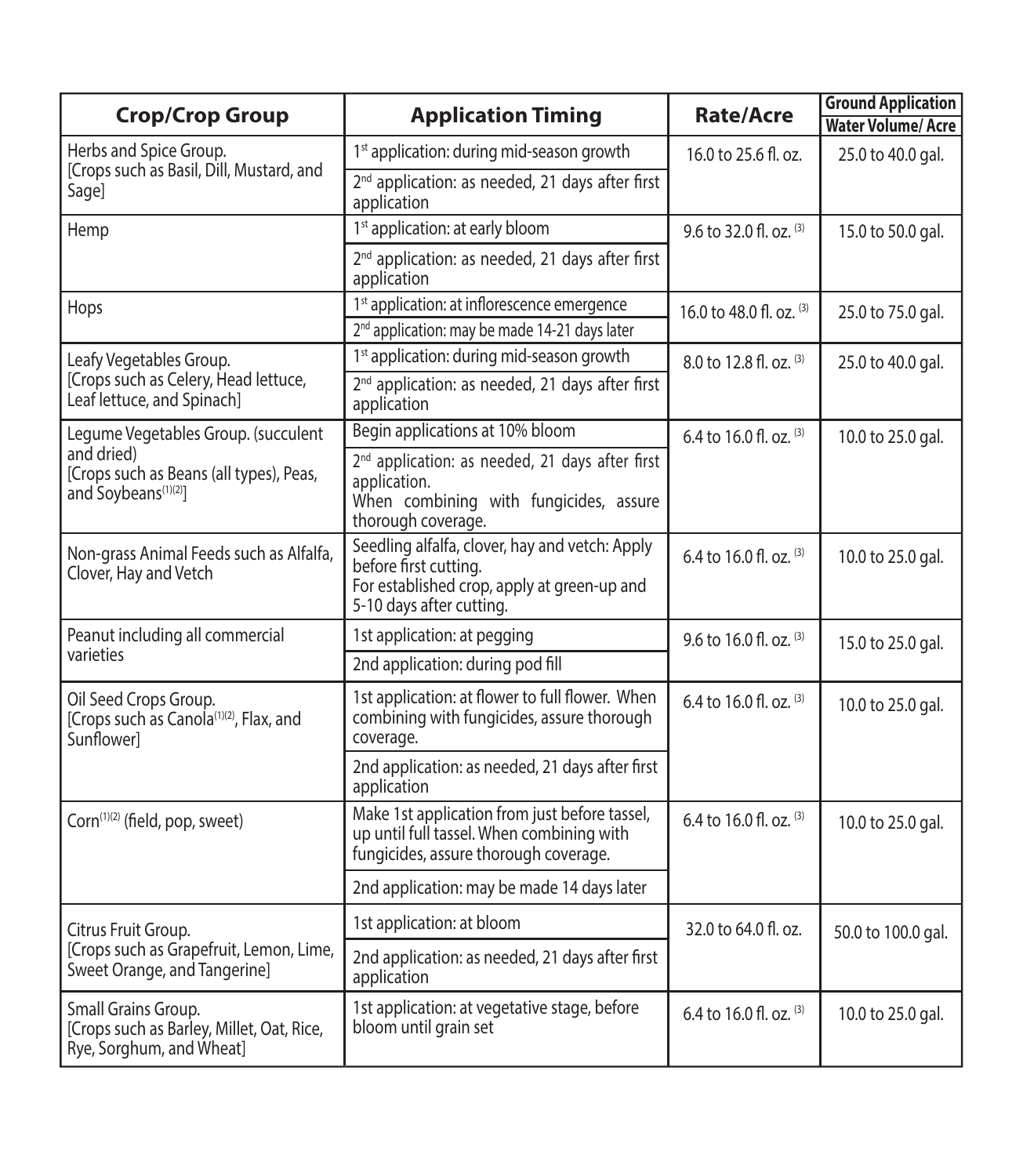| Crop/Crop Group | Application Timing | Rate/Acre | Ground Application Water Volume/ Acre |
|---|---|---|---|
| Herbs and Spice Group. [Crops such as Basil, Dill, Mustard, and Sage] | 1st application: during mid-season growth | 16.0 to 25.6 fl. oz. | 25.0 to 40.0 gal. |
| | 2nd application: as needed, 21 days after first application | | |
| Hemp | 1st application: at early bloom | 9.6 to 32.0 fl. oz. (3) | 15.0 to 50.0 gal. |
| | 2nd application: as needed, 21 days after first application | | |
| Hops | 1st application: at inflorescence emergence | 16.0 to 48.0 fl. oz. (3) | 25.0 to 75.0 gal. |
| | 2nd application: may be made 14-21 days later | | |
| Leafy Vegetables Group. [Crops such as Celery, Head lettuce, Leaf lettuce, and Spinach] | 1st application: during mid-season growth | 8.0 to 12.8 fl. oz. (3) | 25.0 to 40.0 gal. |
| | 2nd application: as needed, 21 days after first application | | |
| Legume Vegetables Group. (succulent and dried) [Crops such as Beans (all types), Peas, and Soybeans(1)(2)] | Begin applications at 10% bloom | 6.4 to 16.0 fl. oz. (3) | 10.0 to 25.0 gal. |
| | 2nd application: as needed, 21 days after first application. When combining with fungicides, assure thorough coverage. | | |
| Non-grass Animal Feeds such as Alfalfa, Clover, Hay and Vetch | Seedling alfalfa, clover, hay and vetch: Apply before first cutting. For established crop, apply at green-up and 5-10 days after cutting. | 6.4 to 16.0 fl. oz. (3) | 10.0 to 25.0 gal. |
| Peanut including all commercial varieties | 1st application: at pegging | 9.6 to 16.0 fl. oz. (3) | 15.0 to 25.0 gal. |
| | 2nd application: during pod fill | | |
| Oil Seed Crops Group. [Crops such as Canola(1)(2), Flax, and Sunflower] | 1st application: at flower to full flower. When combining with fungicides, assure thorough coverage. | 6.4 to 16.0 fl. oz. (3) | 10.0 to 25.0 gal. |
| | 2nd application: as needed, 21 days after first application | | |
| Corn(1)(2) (field, pop, sweet) | Make 1st application from just before tassel, up until full tassel. When combining with fungicides, assure thorough coverage. | 6.4 to 16.0 fl. oz. (3) | 10.0 to 25.0 gal. |
| | 2nd application: may be made 14 days later | | |
| Citrus Fruit Group. [Crops such as Grapefruit, Lemon, Lime, Sweet Orange, and Tangerine] | 1st application: at bloom | 32.0 to 64.0 fl. oz. | 50.0 to 100.0 gal. |
| | 2nd application: as needed, 21 days after first application | | |
| Small Grains Group. [Crops such as Barley, Millet, Oat, Rice, Rye, Sorghum, and Wheat] | 1st application: at vegetative stage, before bloom until grain set | 6.4 to 16.0 fl. oz. (3) | 10.0 to 25.0 gal. |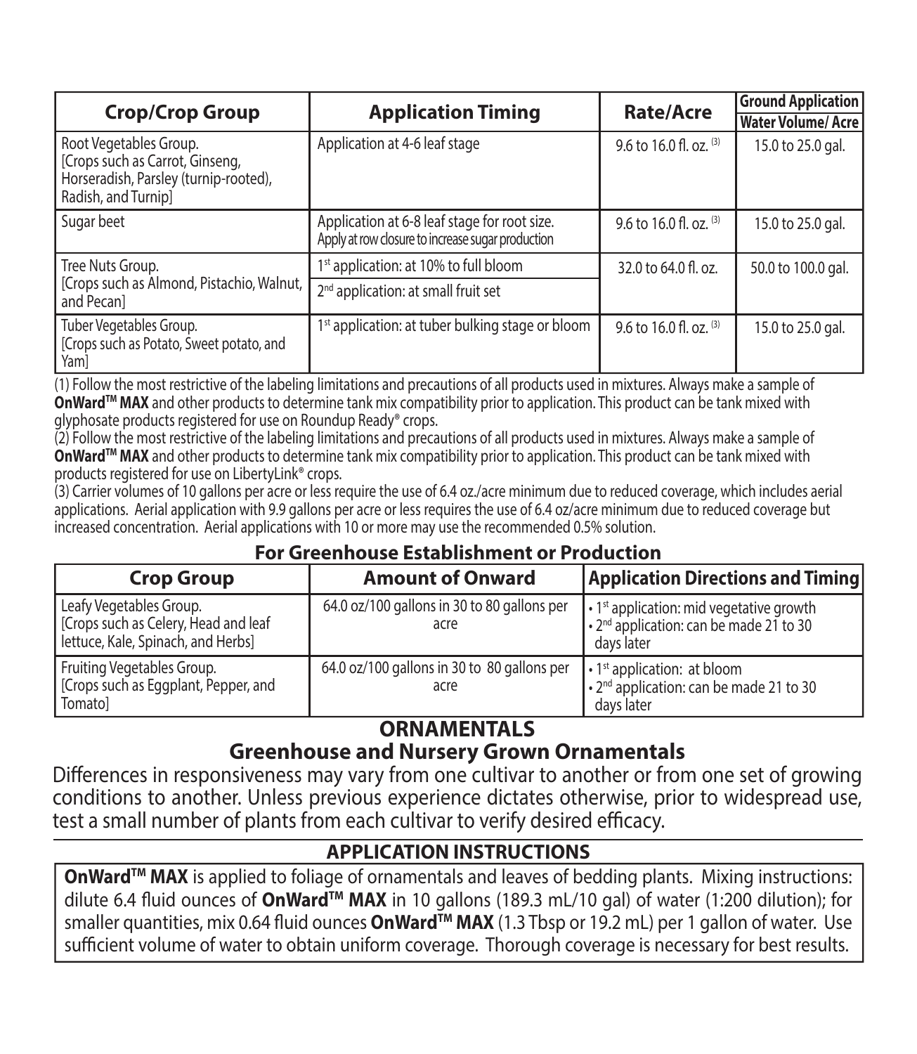| Crop/Crop Group | Application Timing | Rate/Acre | Ground Application |
|---|---|---|---|
| | | | Water Volume/ Acre |
| Root Vegetables Group. [Crops such as Carrot, Ginseng, Horseradish, Parsley (turnip-rooted), Radish, and Turnip] | Application at 4-6 leaf stage | 9.6 to 16.0 fl. oz. (3) | 15.0 to 25.0 gal. |
| Sugar beet | Application at 6-8 leaf stage for root size. Apply at row closure to increase sugar production | 9.6 to 16.0 fl. oz. (3) | 15.0 to 25.0 gal. |
| Tree Nuts Group. [Crops such as Almond, Pistachio, Walnut, and Pecan] | 1st application: at 10% to full bloom<br>2nd application: at small fruit set | 32.0 to 64.0 fl. oz. | 50.0 to 100.0 gal. |
| Tuber Vegetables Group. [Crops such as Potato, Sweet potato, and Yam] | 1st application: at tuber bulking stage or bloom | 9.6 to 16.0 fl. oz. (3) | 15.0 to 25.0 gal. |

(1) Follow the most restrictive of the labeling limitations and precautions of all products used in mixtures. Always make a sample of **OnWard™ MAX** and other products to determine tank mix compatibility prior to application. This product can be tank mixed with glyphosate products registered for use on Roundup Ready® crops.

(2) Follow the most restrictive of the labeling limitations and precautions of all products used in mixtures. Always make a sample of **OnWard™ MAX** and other products to determine tank mix compatibility prior to application. This product can be tank mixed with products registered for use on LibertyLink® crops.

(3) Carrier volumes of 10 gallons per acre or less require the use of 6.4 oz./acre minimum due to reduced coverage, which includes aerial applications. Aerial application with 9.9 gallons per acre or less requires the use of 6.4 oz/acre minimum due to reduced coverage but increased concentration. Aerial applications with 10 or more may use the recommended 0.5% solution.

**For Greenhouse Establishment or Production**

| Crop Group | Amount of Onward | Application Directions and Timing |
|---|---|---|
| Leafy Vegetables Group. [Crops such as Celery, Head and leaf lettuce, Kale, Spinach, and Herbs] | 64.0 oz/100 gallons in 30 to 80 gallons per acre | • 1st application: mid vegetative growth<br>• 2nd application: can be made 21 to 30 days later |
| Fruiting Vegetables Group. [Crops such as Eggplant, Pepper, and Tomato] | 64.0 oz/100 gallons in 30 to 80 gallons per acre | • 1st application: at bloom<br>• 2nd application: can be made 21 to 30 days later |

## ORNAMENTALS

### Greenhouse and Nursery Grown Ornamentals

Differences in responsiveness may vary from one cultivar to another or from one set of growing conditions to another. Unless previous experience dictates otherwise, prior to widespread use, test a small number of plants from each cultivar to verify desired efficacy.

### APPLICATION INSTRUCTIONS

**OnWard™ MAX** is applied to foliage of ornamentals and leaves of bedding plants. Mixing instructions: dilute 6.4 fluid ounces of **OnWard™ MAX** in 10 gallons (189.3 mL/10 gal) of water (1:200 dilution); for smaller quantities, mix 0.64 fluid ounces **OnWard™ MAX** (1.3 Tbsp or 19.2 mL) per 1 gallon of water. Use sufficient volume of water to obtain uniform coverage. Thorough coverage is necessary for best results.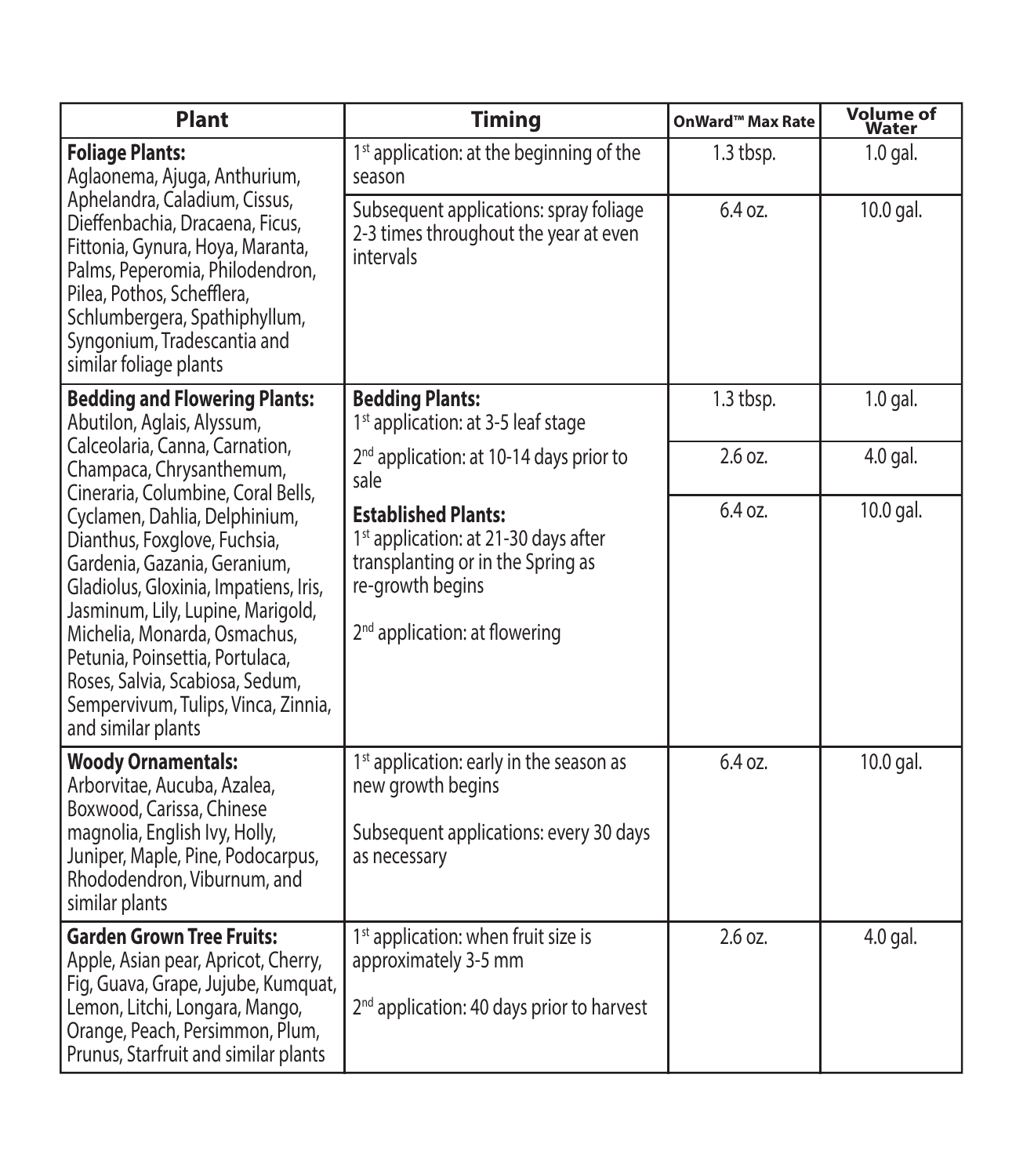| Plant | Timing | OnWard™ Max Rate | Volume of Water |
|---|---|---|---|
| **Foliage Plants:** Aglaonema, Ajuga, Anthurium, Aphelandra, Caladium, Cissus, Dieffenbachia, Dracaena, Ficus, Fittonia, Gynura, Hoya, Maranta, Palms, Peperomia, Philodendron, Pilea, Pothos, Schefflera, Schlumbergera, Spathiphyllum, Syngonium, Tradescantia and similar foliage plants | 1st application: at the beginning of the season | 1.3 tbsp. | 1.0 gal. |
| | Subsequent applications: spray foliage 2-3 times throughout the year at even intervals | 6.4 oz. | 10.0 gal. |
| **Bedding and Flowering Plants:** Abutilon, Aglais, Alyssum, Calceolaria, Canna, Carnation, Champaca, Chrysanthemum, Cineraria, Columbine, Coral Bells, Cyclamen, Dahlia, Delphinium, Dianthus, Foxglove, Fuchsia, Gardenia, Gazania, Geranium, Gladiolus, Gloxinia, Impatiens, Iris, Jasminum, Lily, Lupine, Marigold, Michelia, Monarda, Osmachus, Petunia, Poinsettia, Portulaca, Roses, Salvia, Scabiosa, Sedum, Sempervivum, Tulips, Vinca, Zinnia, and similar plants | **Bedding Plants:** 1st application: at 3-5 leaf stage | 1.3 tbsp. | 1.0 gal. |
| | 2nd application: at 10-14 days prior to sale | 2.6 oz. | 4.0 gal. |
| | **Established Plants:** 1st application: at 21-30 days after transplanting or in the Spring as re-growth begins<br><br>2nd application: at flowering | 6.4 oz. | 10.0 gal. |
| **Woody Ornamentals:** Arborvitae, Aucuba, Azalea, Boxwood, Carissa, Chinese magnolia, English Ivy, Holly, Juniper, Maple, Pine, Podocarpus, Rhododendron, Viburnum, and similar plants | 1st application: early in the season as new growth begins<br><br>Subsequent applications: every 30 days as necessary | 6.4 oz. | 10.0 gal. |
| **Garden Grown Tree Fruits:** Apple, Asian pear, Apricot, Cherry, Fig, Guava, Grape, Jujube, Kumquat, Lemon, Litchi, Longara, Mango, Orange, Peach, Persimmon, Plum, Prunus, Starfruit and similar plants | 1st application: when fruit size is approximately 3-5 mm<br><br>2nd application: 40 days prior to harvest | 2.6 oz. | 4.0 gal. |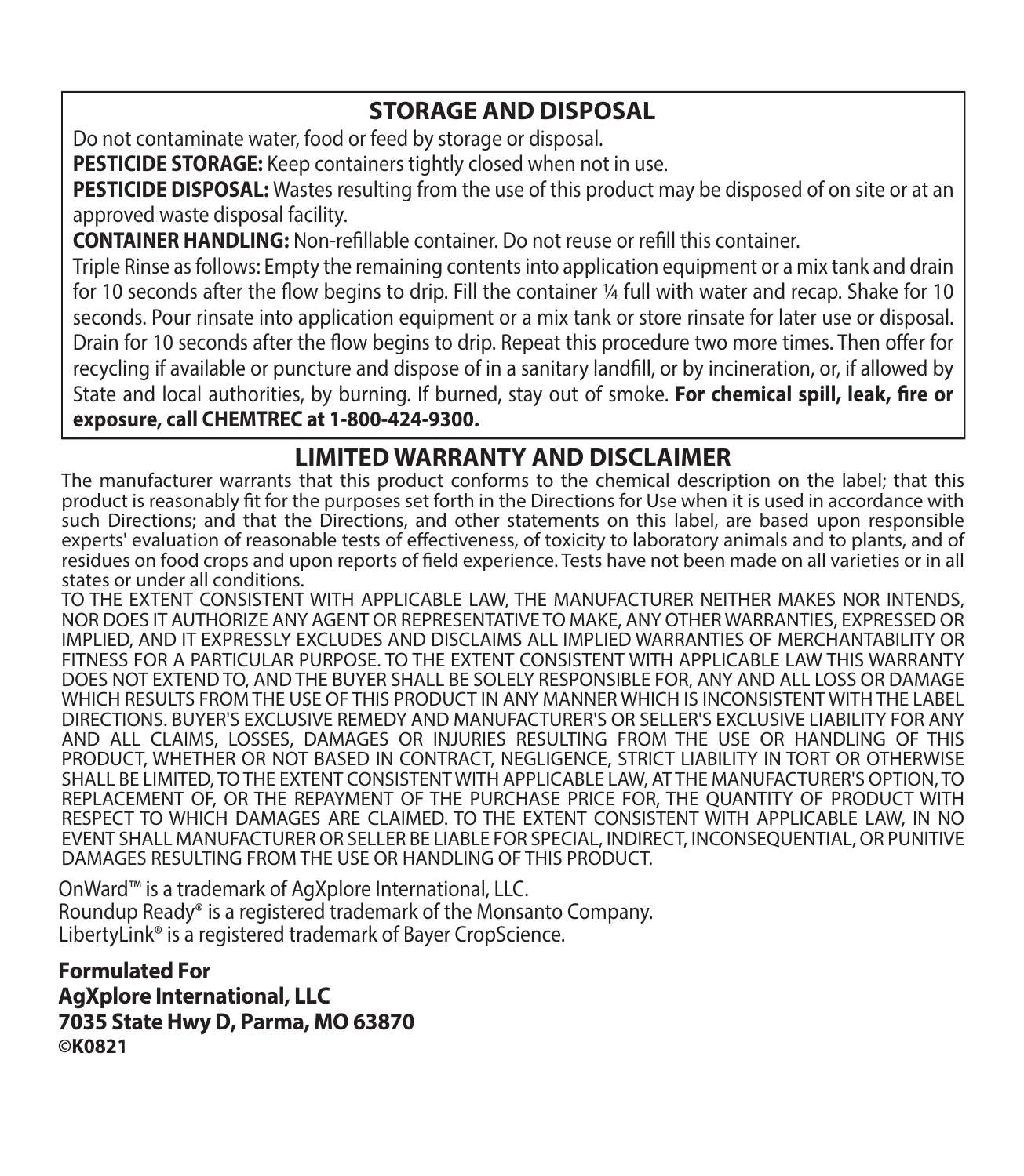## STORAGE AND DISPOSAL

Do not contaminate water, food or feed by storage or disposal.

**PESTICIDE STORAGE:** Keep containers tightly closed when not in use.

**PESTICIDE DISPOSAL:** Wastes resulting from the use of this product may be disposed of on site or at an approved waste disposal facility.

**CONTAINER HANDLING:** Non-refillable container. Do not reuse or refill this container.

Triple Rinse as follows: Empty the remaining contents into application equipment or a mix tank and drain for 10 seconds after the flow begins to drip. Fill the container ¼ full with water and recap. Shake for 10 seconds. Pour rinsate into application equipment or a mix tank or store rinsate for later use or disposal. Drain for 10 seconds after the flow begins to drip. Repeat this procedure two more times. Then offer for recycling if available or puncture and dispose of in a sanitary landfill, or by incineration, or, if allowed by State and local authorities, by burning. If burned, stay out of smoke. **For chemical spill, leak, fire or exposure, call CHEMTREC at 1-800-424-9300.**

## LIMITED WARRANTY AND DISCLAIMER

The manufacturer warrants that this product conforms to the chemical description on the label; that this product is reasonably fit for the purposes set forth in the Directions for Use when it is used in accordance with such Directions; and that the Directions, and other statements on this label, are based upon responsible experts' evaluation of reasonable tests of effectiveness, of toxicity to laboratory animals and to plants, and of residues on food crops and upon reports of field experience. Tests have not been made on all varieties or in all states or under all conditions.

TO THE EXTENT CONSISTENT WITH APPLICABLE LAW, THE MANUFACTURER NEITHER MAKES NOR INTENDS, NOR DOES IT AUTHORIZE ANY AGENT OR REPRESENTATIVE TO MAKE, ANY OTHER WARRANTIES, EXPRESSED OR IMPLIED, AND IT EXPRESSLY EXCLUDES AND DISCLAIMS ALL IMPLIED WARRANTIES OF MERCHANTABILITY OR FITNESS FOR A PARTICULAR PURPOSE. TO THE EXTENT CONSISTENT WITH APPLICABLE LAW THIS WARRANTY DOES NOT EXTEND TO, AND THE BUYER SHALL BE SOLELY RESPONSIBLE FOR, ANY AND ALL LOSS OR DAMAGE WHICH RESULTS FROM THE USE OF THIS PRODUCT IN ANY MANNER WHICH IS INCONSISTENT WITH THE LABEL DIRECTIONS. BUYER'S EXCLUSIVE REMEDY AND MANUFACTURER'S OR SELLER'S EXCLUSIVE LIABILITY FOR ANY AND ALL CLAIMS, LOSSES, DAMAGES OR INJURIES RESULTING FROM THE USE OR HANDLING OF THIS PRODUCT, WHETHER OR NOT BASED IN CONTRACT, NEGLIGENCE, STRICT LIABILITY IN TORT OR OTHERWISE SHALL BE LIMITED, TO THE EXTENT CONSISTENT WITH APPLICABLE LAW, AT THE MANUFACTURER'S OPTION, TO REPLACEMENT OF, OR THE REPAYMENT OF THE PURCHASE PRICE FOR, THE QUANTITY OF PRODUCT WITH RESPECT TO WHICH DAMAGES ARE CLAIMED. TO THE EXTENT CONSISTENT WITH APPLICABLE LAW, IN NO EVENT SHALL MANUFACTURER OR SELLER BE LIABLE FOR SPECIAL, INDIRECT, INCONSEQUENTIAL, OR PUNITIVE DAMAGES RESULTING FROM THE USE OR HANDLING OF THIS PRODUCT.

OnWard™ is a trademark of AgXplore International, LLC.
Roundup Ready® is a registered trademark of the Monsanto Company.
LibertyLink® is a registered trademark of Bayer CropScience.

**Formulated For**
**AgXplore International, LLC**
**7035 State Hwy D, Parma, MO 63870**
**©K0821**